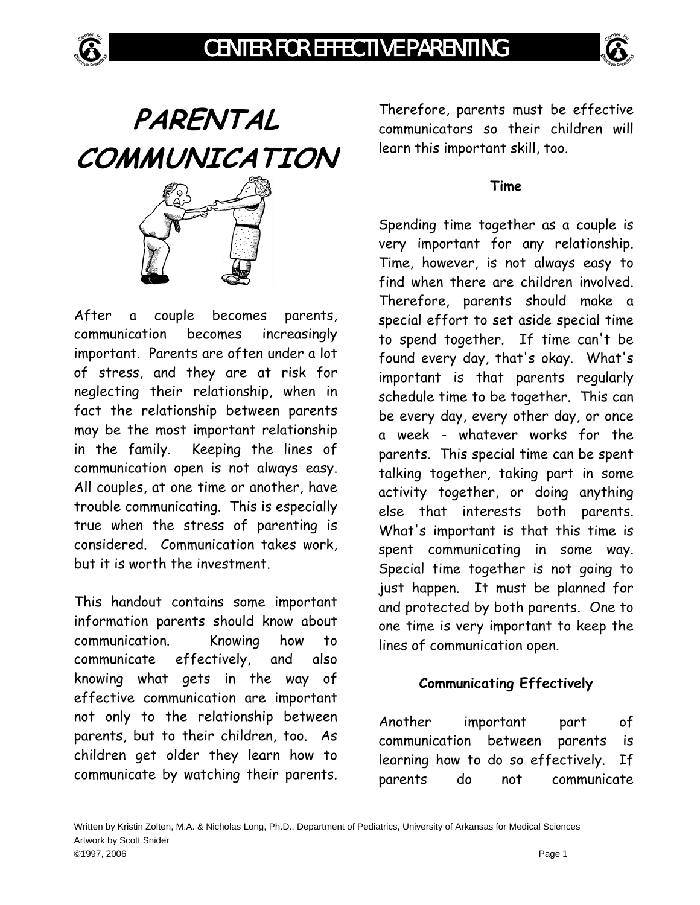# PARENTAL COMMUNICATION

After a couple becomes parents, communication becomes increasingly important. Parents are often under a lot of stress, and they are at risk for neglecting their relationship, when in fact the relationship between parents may be the most important relationship in the family. Keeping the lines of communication open is not always easy. All couples, at one time or another, have trouble communicating. This is especially true when the stress of parenting is considered. Communication takes work, but it is worth the investment.

This handout contains some important information parents should know about communication. Knowing how to communicate effectively, and also knowing what gets in the way of effective communication are important not only to the relationship between parents, but to their children, too. As children get older they learn how to communicate by watching their parents. Therefore, parents must be effective communicators so their children will learn this important skill, too.

### Time

Spending time together as a couple is very important for any relationship. Time, however, is not always easy to find when there are children involved. Therefore, parents should make a special effort to set aside special time to spend together. If time can't be found every day, that's okay. What's important is that parents regularly schedule time to be together. This can be every day, every other day, or once a week - whatever works for the parents. This special time can be spent talking together, taking part in some activity together, or doing anything else that interests both parents. What's important is that this time is spent communicating in some way. Special time together is not going to just happen. It must be planned for and protected by both parents. One to one time is very important to keep the lines of communication open.

### Communicating Effectively

Another important part of communication between parents is learning how to do so effectively. If parents do not communicate

Written by Kristin Zolten, M.A. & Nicholas Long, Ph.D., Department of Pediatrics, University of Arkansas for Medical Sciences
Artwork by Scott Snider
©1997, 2006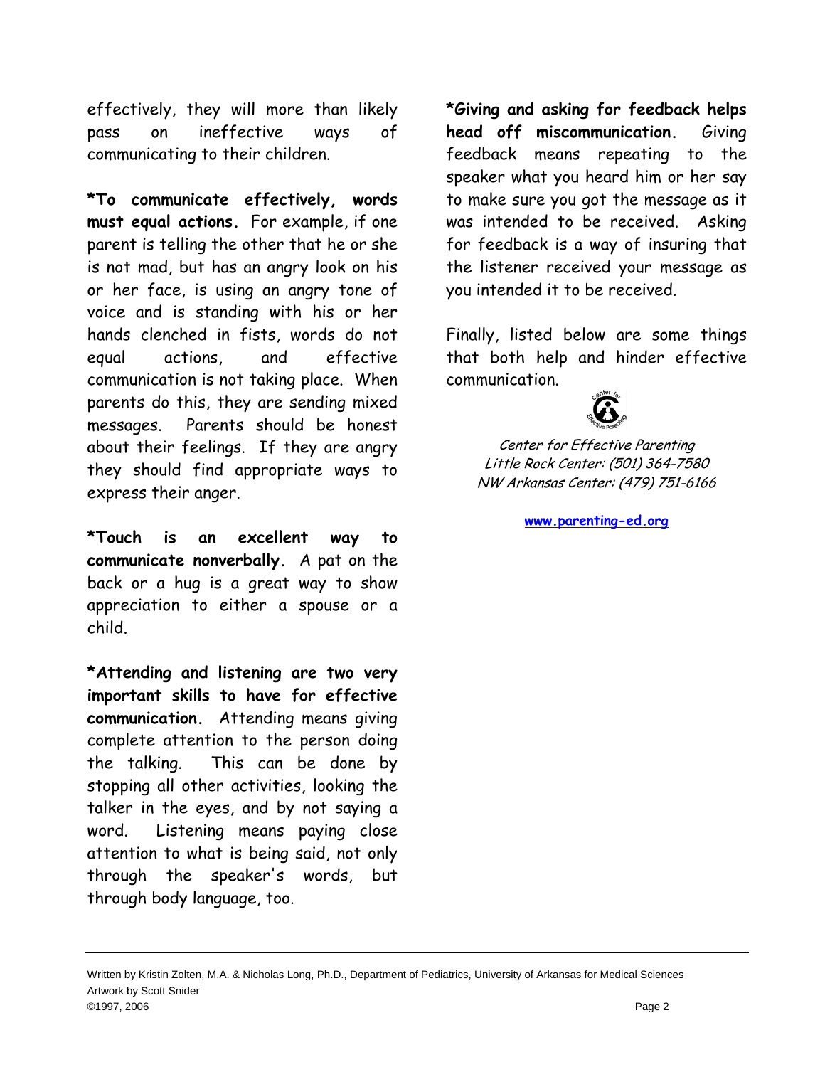effectively, they will more than likely pass on ineffective ways of communicating to their children.

***To communicate effectively, words must equal actions.** For example, if one parent is telling the other that he or she is not mad, but has an angry look on his or her face, is using an angry tone of voice and is standing with his or her hands clenched in fists, words do not equal actions, and effective communication is not taking place. When parents do this, they are sending mixed messages. Parents should be honest about their feelings. If they are angry they should find appropriate ways to express their anger.

***Touch is an excellent way to communicate nonverbally.** A pat on the back or a hug is a great way to show appreciation to either a spouse or a child.

***Attending and listening are two very important skills to have for effective communication.** Attending means giving complete attention to the person doing the talking. This can be done by stopping all other activities, looking the talker in the eyes, and by not saying a word. Listening means paying close attention to what is being said, not only through the speaker's words, but through body language, too.

***Giving and asking for feedback helps head off miscommunication.** Giving feedback means repeating to the speaker what you heard him or her say to make sure you got the message as it was intended to be received. Asking for feedback is a way of insuring that the listener received your message as you intended it to be received.

Finally, listed below are some things that both help and hinder effective communication.

*Center for Effective Parenting*
*Little Rock Center: (501) 364-7580*
*NW Arkansas Center: (479) 751-6166*

**www.parenting-ed.org**

Written by Kristin Zolten, M.A. & Nicholas Long, Ph.D., Department of Pediatrics, University of Arkansas for Medical Sciences
Artwork by Scott Snider
©1997, 2006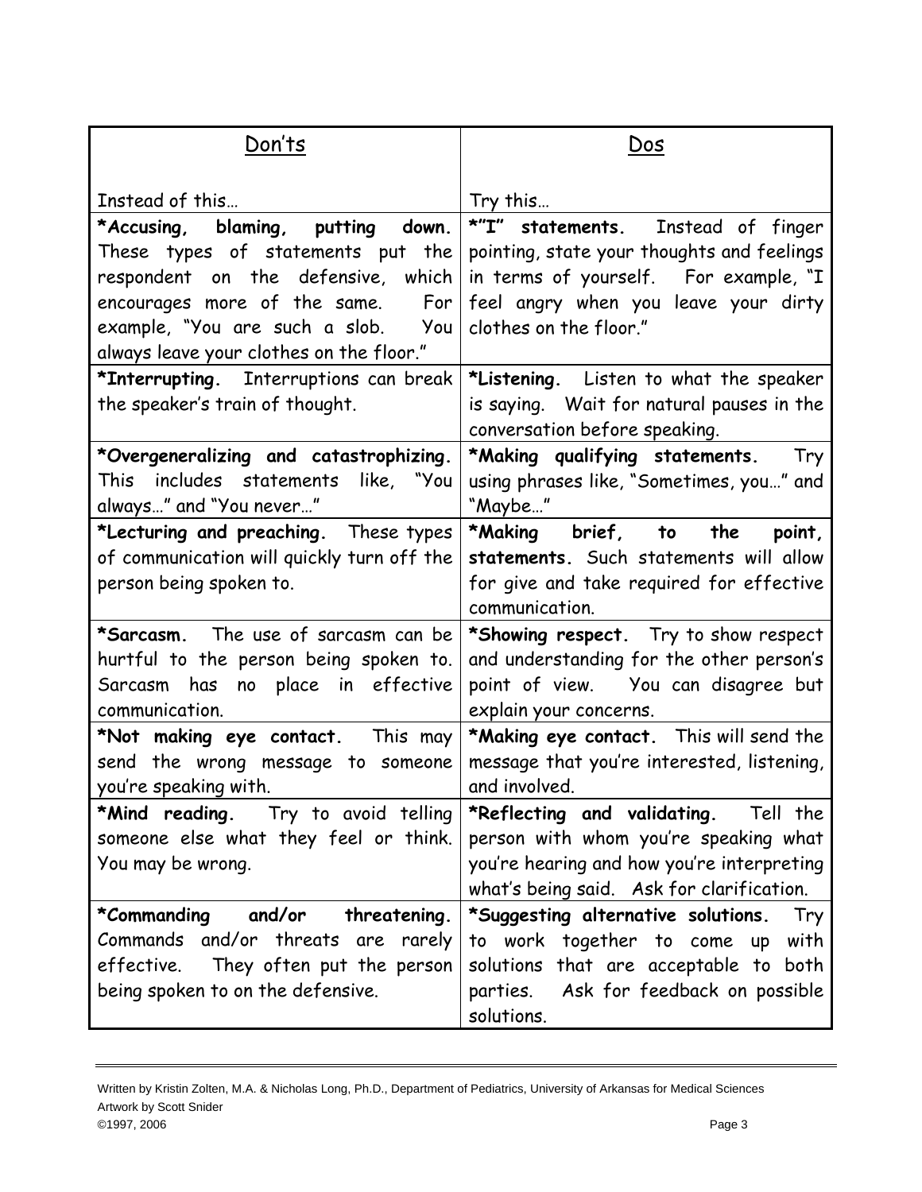| Don'ts | Dos |
|---|---|
| Instead of this… | Try this… |
| ***Accusing, blaming, putting down.** These types of statements put the respondent on the defensive, which encourages more of the same. For example, "You are such a slob. You always leave your clothes on the floor." | ***"I" statements.** Instead of finger pointing, state your thoughts and feelings in terms of yourself. For example, "I feel angry when you leave your dirty clothes on the floor." |
| ***Interrupting.** Interruptions can break the speaker's train of thought. | ***Listening.** Listen to what the speaker is saying. Wait for natural pauses in the conversation before speaking. |
| ***Overgeneralizing and catastrophizing.** This includes statements like, "You always…" and "You never…" | ***Making qualifying statements.** Try using phrases like, "Sometimes, you…" and "Maybe…" |
| ***Lecturing and preaching.** These types of communication will quickly turn off the person being spoken to. | ***Making brief, to the point, statements.** Such statements will allow for give and take required for effective communication. |
| ***Sarcasm.** The use of sarcasm can be hurtful to the person being spoken to. Sarcasm has no place in effective communication. | ***Showing respect.** Try to show respect and understanding for the other person's point of view. You can disagree but explain your concerns. |
| ***Not making eye contact.** This may send the wrong message to someone you're speaking with. | ***Making eye contact.** This will send the message that you're interested, listening, and involved. |
| ***Mind reading.** Try to avoid telling someone else what they feel or think. You may be wrong. | ***Reflecting and validating.** Tell the person with whom you're speaking what you're hearing and how you're interpreting what's being said. Ask for clarification. |
| ***Commanding and/or threatening.** Commands and/or threats are rarely effective. They often put the person being spoken to on the defensive. | ***Suggesting alternative solutions.** Try to work together to come up with solutions that are acceptable to both parties. Ask for feedback on possible solutions. |

Written by Kristin Zolten, M.A. & Nicholas Long, Ph.D., Department of Pediatrics, University of Arkansas for Medical Sciences
Artwork by Scott Snider
©1997, 2006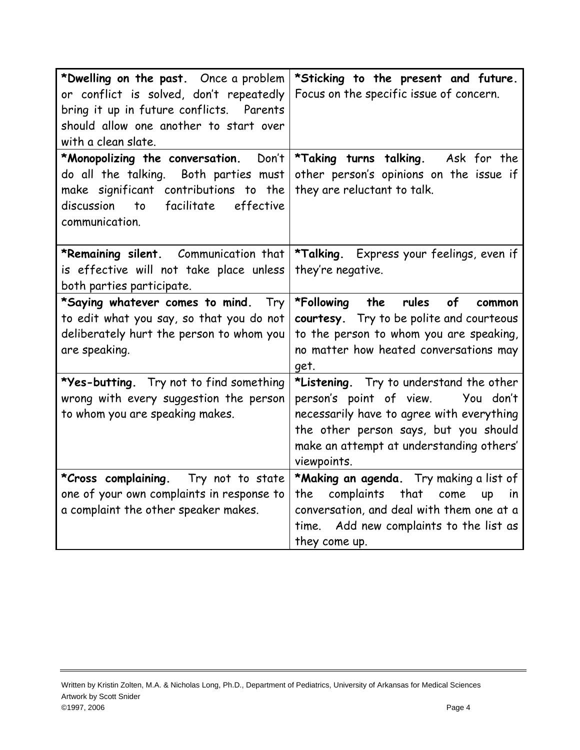| | |
|---|---|
| ***Dwelling on the past.** Once a problem or conflict is solved, don't repeatedly bring it up in future conflicts. Parents should allow one another to start over with a clean slate. | ***Sticking to the present and future.** Focus on the specific issue of concern. |
| ***Monopolizing the conversation.** Don't do all the talking. Both parties must make significant contributions to the discussion to facilitate effective communication. | ***Taking turns talking.** Ask for the other person's opinions on the issue if they are reluctant to talk. |
| ***Remaining silent.** Communication that is effective will not take place unless both parties participate. | ***Talking.** Express your feelings, even if they're negative. |
| ***Saying whatever comes to mind.** Try to edit what you say, so that you do not deliberately hurt the person to whom you are speaking. | ***Following the rules of common courtesy.** Try to be polite and courteous to the person to whom you are speaking, no matter how heated conversations may get. |
| ***Yes-butting.** Try not to find something wrong with every suggestion the person to whom you are speaking makes. | ***Listening.** Try to understand the other person's point of view. You don't necessarily have to agree with everything the other person says, but you should make an attempt at understanding others' viewpoints. |
| ***Cross complaining.** Try not to state one of your own complaints in response to a complaint the other speaker makes. | ***Making an agenda.** Try making a list of the complaints that come up in conversation, and deal with them one at a time. Add new complaints to the list as they come up. |

Written by Kristin Zolten, M.A. & Nicholas Long, Ph.D., Department of Pediatrics, University of Arkansas for Medical Sciences
Artwork by Scott Snider
©1997, 2006